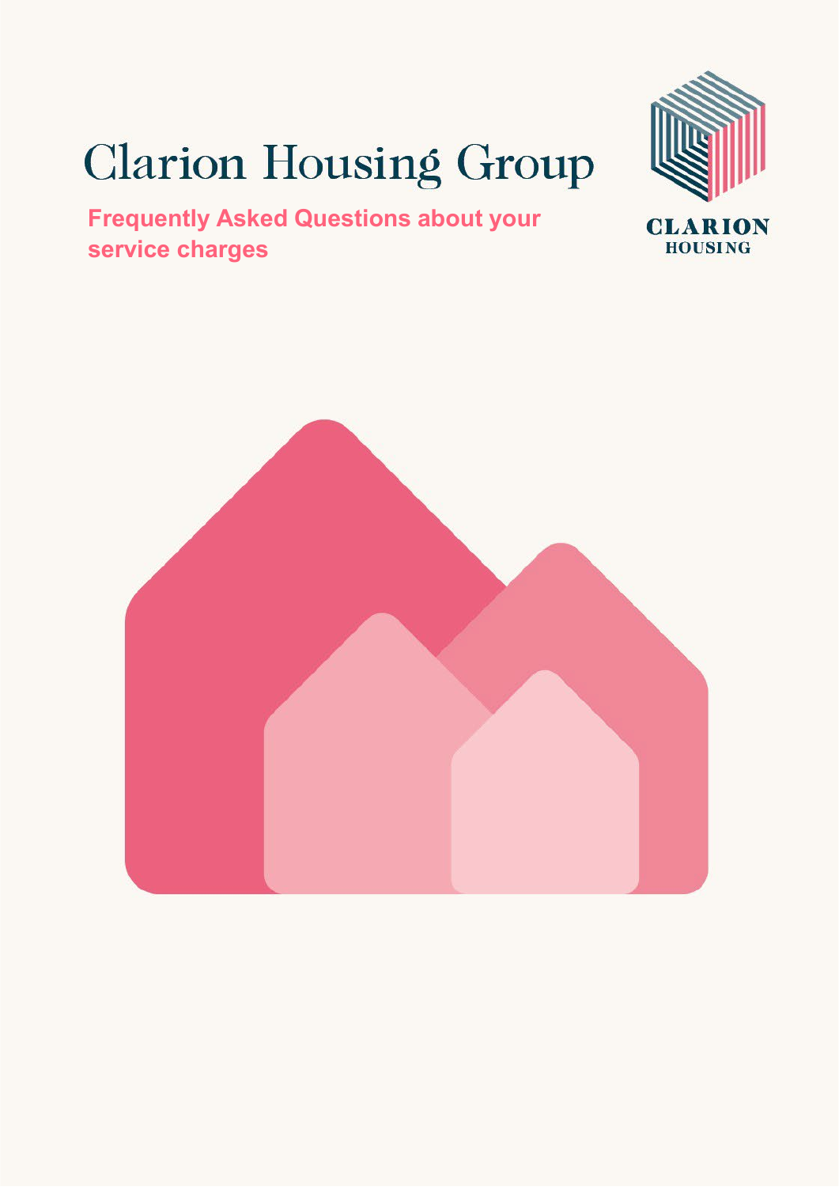# Clarion Housing Group

**Frequently Asked Questions about your service charges**

CLARION
HOUSING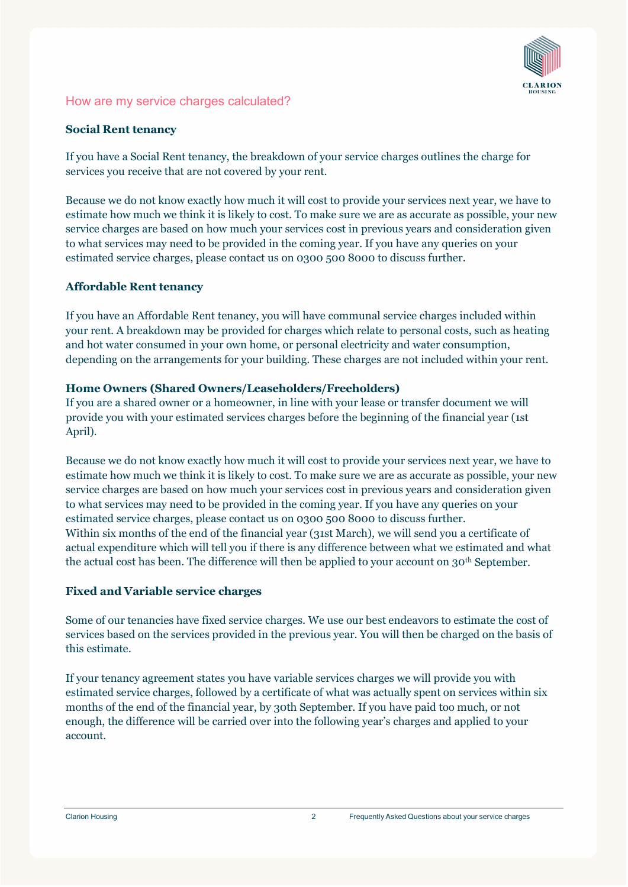## How are my service charges calculated?

### Social Rent tenancy

If you have a Social Rent tenancy, the breakdown of your service charges outlines the charge for services you receive that are not covered by your rent.

Because we do not know exactly how much it will cost to provide your services next year, we have to estimate how much we think it is likely to cost. To make sure we are as accurate as possible, your new service charges are based on how much your services cost in previous years and consideration given to what services may need to be provided in the coming year. If you have any queries on your estimated service charges, please contact us on 0300 500 8000 to discuss further.

### Affordable Rent tenancy

If you have an Affordable Rent tenancy, you will have communal service charges included within your rent. A breakdown may be provided for charges which relate to personal costs, such as heating and hot water consumed in your own home, or personal electricity and water consumption, depending on the arrangements for your building. These charges are not included within your rent.

### Home Owners (Shared Owners/Leaseholders/Freeholders)

If you are a shared owner or a homeowner, in line with your lease or transfer document we will provide you with your estimated services charges before the beginning of the financial year (1st April).

Because we do not know exactly how much it will cost to provide your services next year, we have to estimate how much we think it is likely to cost. To make sure we are as accurate as possible, your new service charges are based on how much your services cost in previous years and consideration given to what services may need to be provided in the coming year. If you have any queries on your estimated service charges, please contact us on 0300 500 8000 to discuss further.
Within six months of the end of the financial year (31st March), we will send you a certificate of actual expenditure which will tell you if there is any difference between what we estimated and what the actual cost has been. The difference will then be applied to your account on 30th September.

### Fixed and Variable service charges

Some of our tenancies have fixed service charges. We use our best endeavors to estimate the cost of services based on the services provided in the previous year. You will then be charged on the basis of this estimate.

If your tenancy agreement states you have variable services charges we will provide you with estimated service charges, followed by a certificate of what was actually spent on services within six months of the end of the financial year, by 30th September. If you have paid too much, or not enough, the difference will be carried over into the following year's charges and applied to your account.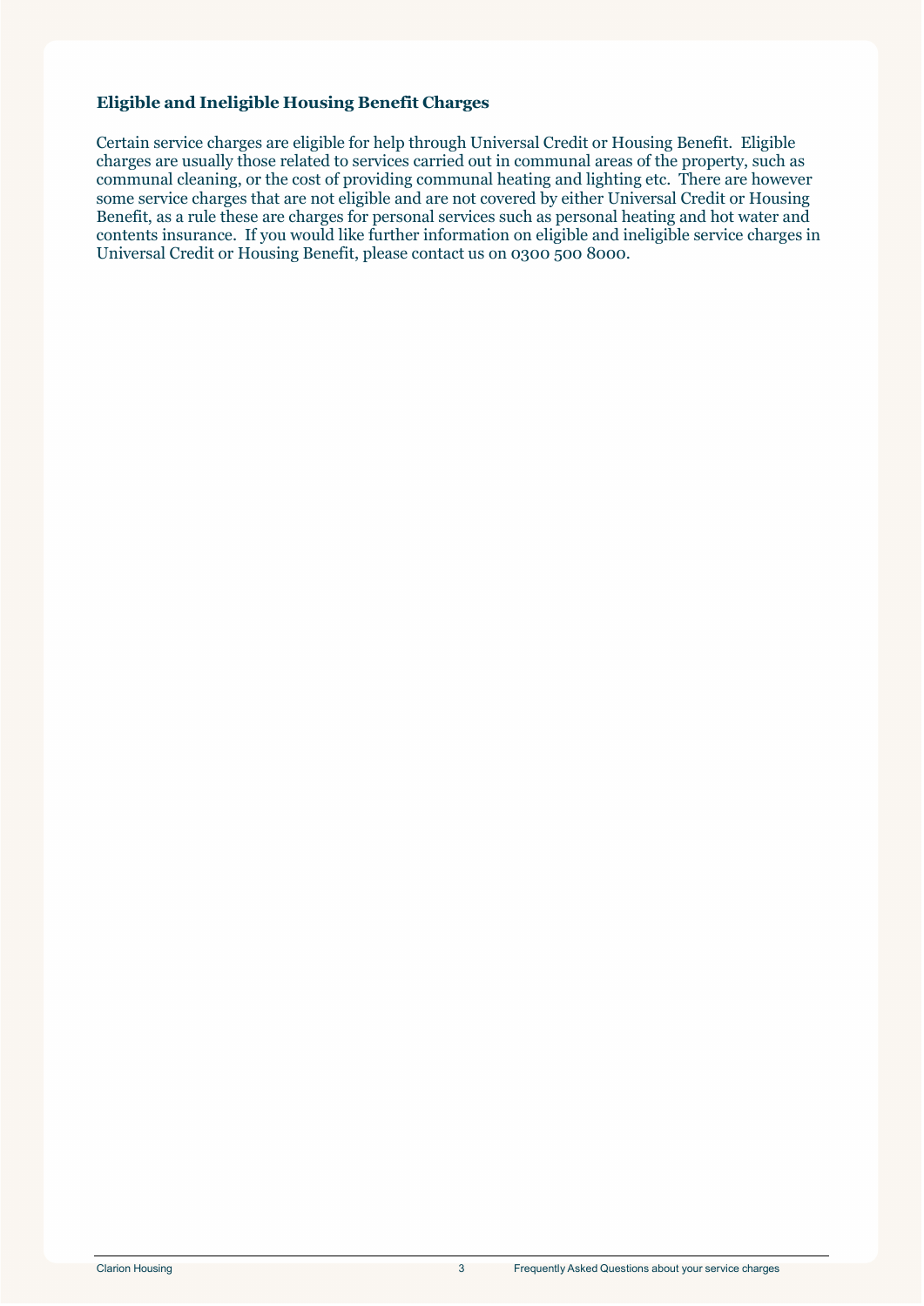### Eligible and Ineligible Housing Benefit Charges

Certain service charges are eligible for help through Universal Credit or Housing Benefit. Eligible charges are usually those related to services carried out in communal areas of the property, such as communal cleaning, or the cost of providing communal heating and lighting etc. There are however some service charges that are not eligible and are not covered by either Universal Credit or Housing Benefit, as a rule these are charges for personal services such as personal heating and hot water and contents insurance. If you would like further information on eligible and ineligible service charges in Universal Credit or Housing Benefit, please contact us on 0300 500 8000.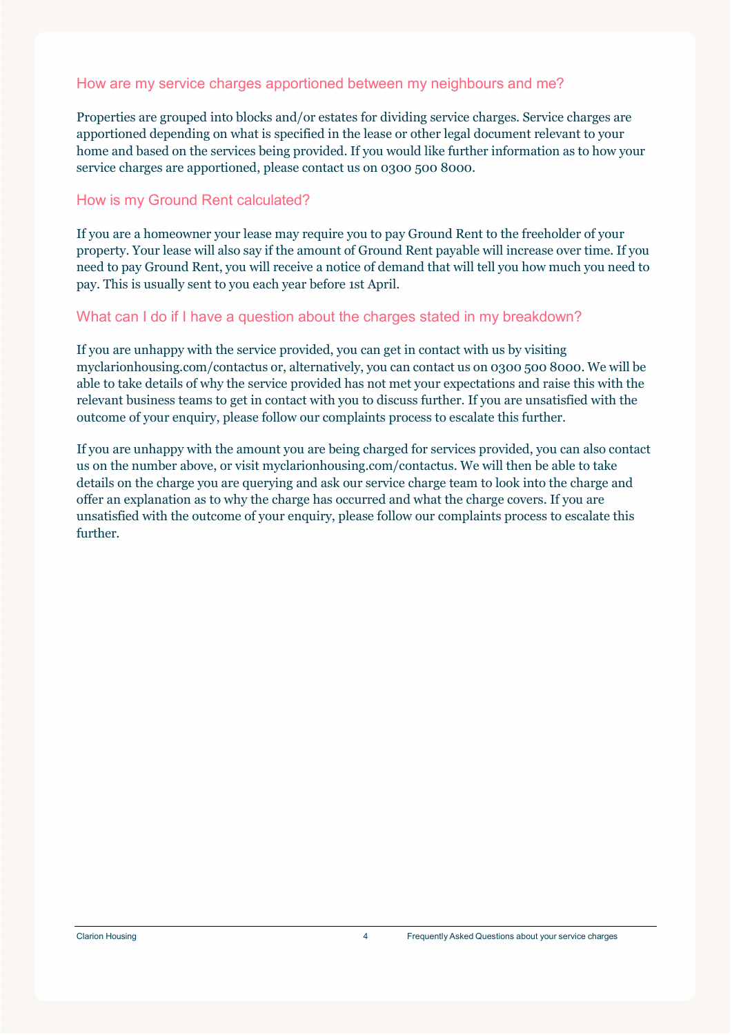## How are my service charges apportioned between my neighbours and me?

Properties are grouped into blocks and/or estates for dividing service charges. Service charges are apportioned depending on what is specified in the lease or other legal document relevant to your home and based on the services being provided. If you would like further information as to how your service charges are apportioned, please contact us on 0300 500 8000.

## How is my Ground Rent calculated?

If you are a homeowner your lease may require you to pay Ground Rent to the freeholder of your property. Your lease will also say if the amount of Ground Rent payable will increase over time. If you need to pay Ground Rent, you will receive a notice of demand that will tell you how much you need to pay. This is usually sent to you each year before 1st April.

## What can I do if I have a question about the charges stated in my breakdown?

If you are unhappy with the service provided, you can get in contact with us by visiting myclarionhousing.com/contactus or, alternatively, you can contact us on 0300 500 8000. We will be able to take details of why the service provided has not met your expectations and raise this with the relevant business teams to get in contact with you to discuss further. If you are unsatisfied with the outcome of your enquiry, please follow our complaints process to escalate this further.

If you are unhappy with the amount you are being charged for services provided, you can also contact us on the number above, or visit myclarionhousing.com/contactus. We will then be able to take details on the charge you are querying and ask our service charge team to look into the charge and offer an explanation as to why the charge has occurred and what the charge covers. If you are unsatisfied with the outcome of your enquiry, please follow our complaints process to escalate this further.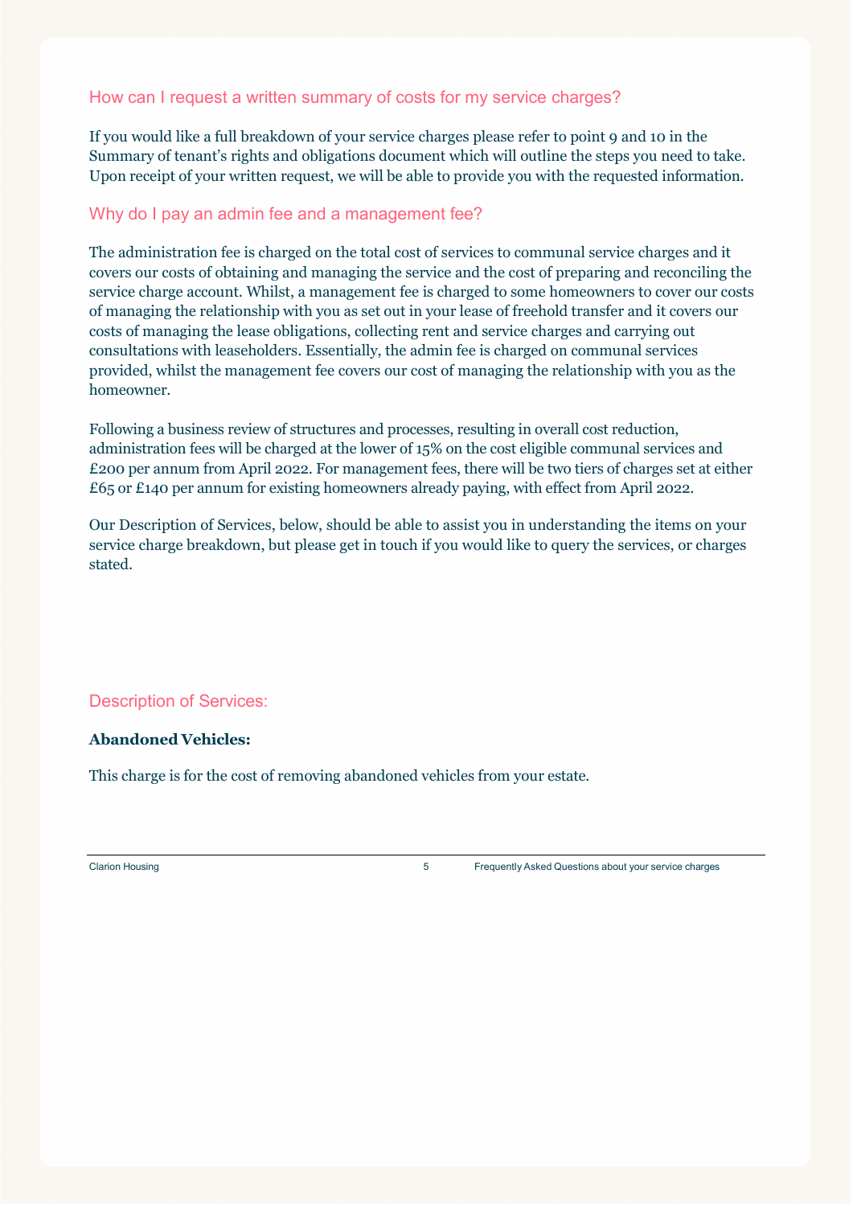## How can I request a written summary of costs for my service charges?

If you would like a full breakdown of your service charges please refer to point 9 and 10 in the Summary of tenant's rights and obligations document which will outline the steps you need to take. Upon receipt of your written request, we will be able to provide you with the requested information.

## Why do I pay an admin fee and a management fee?

The administration fee is charged on the total cost of services to communal service charges and it covers our costs of obtaining and managing the service and the cost of preparing and reconciling the service charge account. Whilst, a management fee is charged to some homeowners to cover our costs of managing the relationship with you as set out in your lease of freehold transfer and it covers our costs of managing the lease obligations, collecting rent and service charges and carrying out consultations with leaseholders. Essentially, the admin fee is charged on communal services provided, whilst the management fee covers our cost of managing the relationship with you as the homeowner.

Following a business review of structures and processes, resulting in overall cost reduction, administration fees will be charged at the lower of 15% on the cost eligible communal services and £200 per annum from April 2022. For management fees, there will be two tiers of charges set at either £65 or £140 per annum for existing homeowners already paying, with effect from April 2022.

Our Description of Services, below, should be able to assist you in understanding the items on your service charge breakdown, but please get in touch if you would like to query the services, or charges stated.

## Description of Services:

**Abandoned Vehicles:**

This charge is for the cost of removing abandoned vehicles from your estate.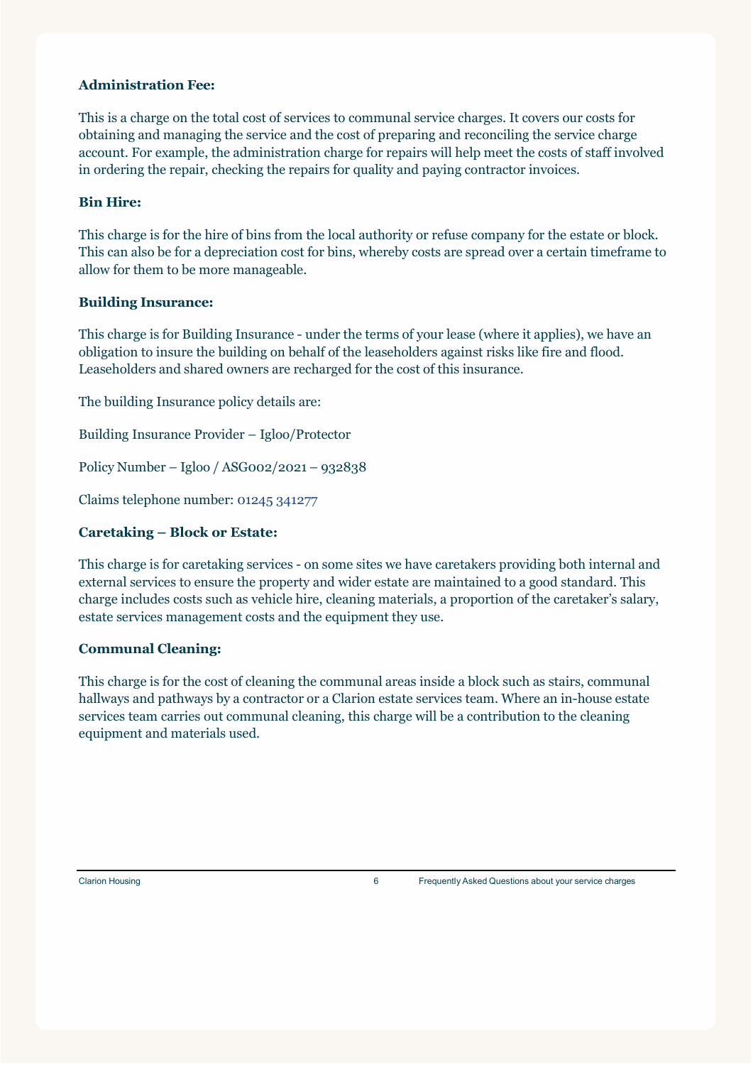**Administration Fee:**

This is a charge on the total cost of services to communal service charges. It covers our costs for obtaining and managing the service and the cost of preparing and reconciling the service charge account. For example, the administration charge for repairs will help meet the costs of staff involved in ordering the repair, checking the repairs for quality and paying contractor invoices.

**Bin Hire:**

This charge is for the hire of bins from the local authority or refuse company for the estate or block. This can also be for a depreciation cost for bins, whereby costs are spread over a certain timeframe to allow for them to be more manageable.

**Building Insurance:**

This charge is for Building Insurance - under the terms of your lease (where it applies), we have an obligation to insure the building on behalf of the leaseholders against risks like fire and flood. Leaseholders and shared owners are recharged for the cost of this insurance.

The building Insurance policy details are:

Building Insurance Provider – Igloo/Protector

Policy Number – Igloo / ASG002/2021 – 932838

Claims telephone number: 01245 341277

**Caretaking – Block or Estate:**

This charge is for caretaking services - on some sites we have caretakers providing both internal and external services to ensure the property and wider estate are maintained to a good standard. This charge includes costs such as vehicle hire, cleaning materials, a proportion of the caretaker's salary, estate services management costs and the equipment they use.

**Communal Cleaning:**

This charge is for the cost of cleaning the communal areas inside a block such as stairs, communal hallways and pathways by a contractor or a Clarion estate services team. Where an in-house estate services team carries out communal cleaning, this charge will be a contribution to the cleaning equipment and materials used.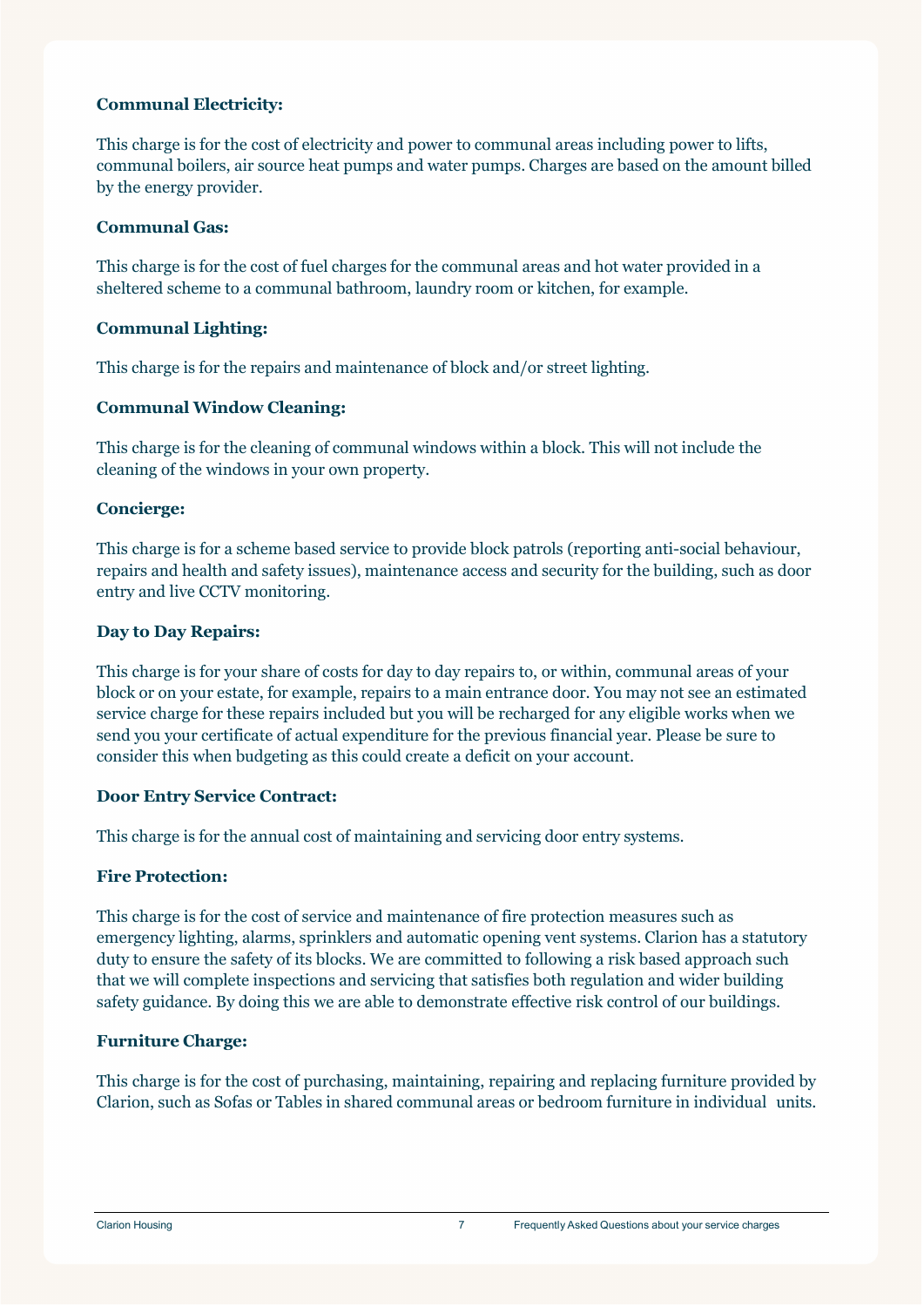**Communal Electricity:**

This charge is for the cost of electricity and power to communal areas including power to lifts, communal boilers, air source heat pumps and water pumps. Charges are based on the amount billed by the energy provider.

**Communal Gas:**

This charge is for the cost of fuel charges for the communal areas and hot water provided in a sheltered scheme to a communal bathroom, laundry room or kitchen, for example.

**Communal Lighting:**

This charge is for the repairs and maintenance of block and/or street lighting.

**Communal Window Cleaning:**

This charge is for the cleaning of communal windows within a block. This will not include the cleaning of the windows in your own property.

**Concierge:**

This charge is for a scheme based service to provide block patrols (reporting anti-social behaviour, repairs and health and safety issues), maintenance access and security for the building, such as door entry and live CCTV monitoring.

**Day to Day Repairs:**

This charge is for your share of costs for day to day repairs to, or within, communal areas of your block or on your estate, for example, repairs to a main entrance door. You may not see an estimated service charge for these repairs included but you will be recharged for any eligible works when we send you your certificate of actual expenditure for the previous financial year. Please be sure to consider this when budgeting as this could create a deficit on your account.

**Door Entry Service Contract:**

This charge is for the annual cost of maintaining and servicing door entry systems.

**Fire Protection:**

This charge is for the cost of service and maintenance of fire protection measures such as emergency lighting, alarms, sprinklers and automatic opening vent systems. Clarion has a statutory duty to ensure the safety of its blocks. We are committed to following a risk based approach such that we will complete inspections and servicing that satisfies both regulation and wider building safety guidance. By doing this we are able to demonstrate effective risk control of our buildings.

**Furniture Charge:**

This charge is for the cost of purchasing, maintaining, repairing and replacing furniture provided by Clarion, such as Sofas or Tables in shared communal areas or bedroom furniture in individual units.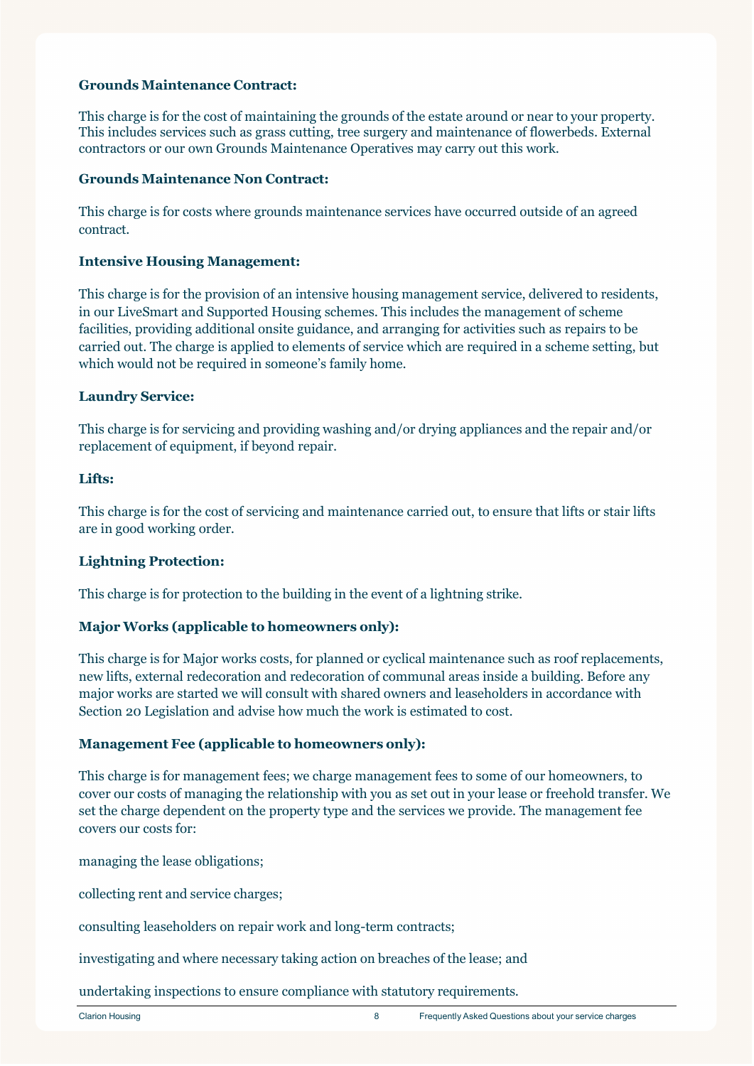**Grounds Maintenance Contract:**

This charge is for the cost of maintaining the grounds of the estate around or near to your property. This includes services such as grass cutting, tree surgery and maintenance of flowerbeds. External contractors or our own Grounds Maintenance Operatives may carry out this work.

**Grounds Maintenance Non Contract:**

This charge is for costs where grounds maintenance services have occurred outside of an agreed contract.

**Intensive Housing Management:**

This charge is for the provision of an intensive housing management service, delivered to residents, in our LiveSmart and Supported Housing schemes. This includes the management of scheme facilities, providing additional onsite guidance, and arranging for activities such as repairs to be carried out. The charge is applied to elements of service which are required in a scheme setting, but which would not be required in someone's family home.

**Laundry Service:**

This charge is for servicing and providing washing and/or drying appliances and the repair and/or replacement of equipment, if beyond repair.

**Lifts:**

This charge is for the cost of servicing and maintenance carried out, to ensure that lifts or stair lifts are in good working order.

**Lightning Protection:**

This charge is for protection to the building in the event of a lightning strike.

**Major Works (applicable to homeowners only):**

This charge is for Major works costs, for planned or cyclical maintenance such as roof replacements, new lifts, external redecoration and redecoration of communal areas inside a building. Before any major works are started we will consult with shared owners and leaseholders in accordance with Section 20 Legislation and advise how much the work is estimated to cost.

**Management Fee (applicable to homeowners only):**

This charge is for management fees; we charge management fees to some of our homeowners, to cover our costs of managing the relationship with you as set out in your lease or freehold transfer. We set the charge dependent on the property type and the services we provide. The management fee covers our costs for:

managing the lease obligations;

collecting rent and service charges;

consulting leaseholders on repair work and long-term contracts;

investigating and where necessary taking action on breaches of the lease; and

undertaking inspections to ensure compliance with statutory requirements.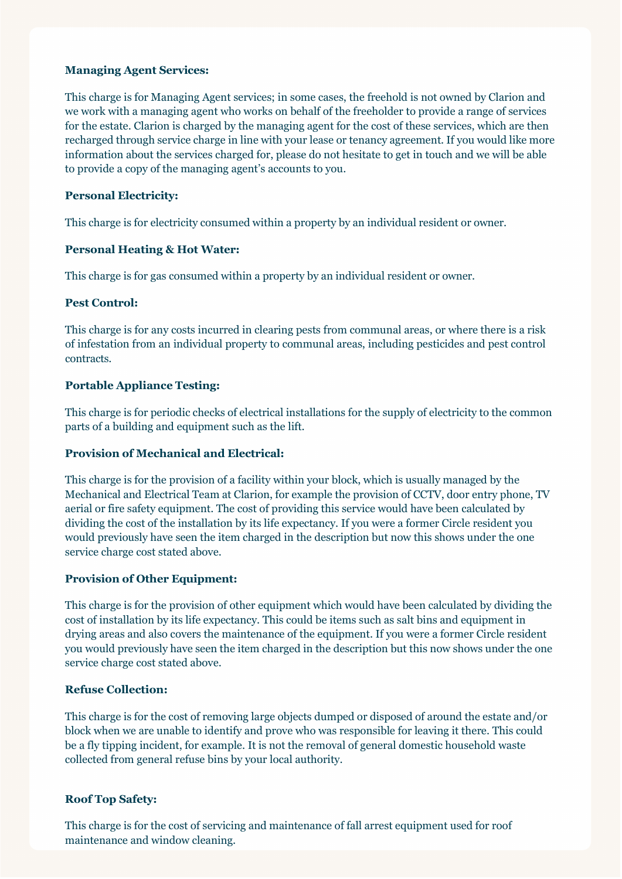**Managing Agent Services:**

This charge is for Managing Agent services; in some cases, the freehold is not owned by Clarion and we work with a managing agent who works on behalf of the freeholder to provide a range of services for the estate. Clarion is charged by the managing agent for the cost of these services, which are then recharged through service charge in line with your lease or tenancy agreement. If you would like more information about the services charged for, please do not hesitate to get in touch and we will be able to provide a copy of the managing agent's accounts to you.

**Personal Electricity:**

This charge is for electricity consumed within a property by an individual resident or owner.

**Personal Heating & Hot Water:**

This charge is for gas consumed within a property by an individual resident or owner.

**Pest Control:**

This charge is for any costs incurred in clearing pests from communal areas, or where there is a risk of infestation from an individual property to communal areas, including pesticides and pest control contracts.

**Portable Appliance Testing:**

This charge is for periodic checks of electrical installations for the supply of electricity to the common parts of a building and equipment such as the lift.

**Provision of Mechanical and Electrical:**

This charge is for the provision of a facility within your block, which is usually managed by the Mechanical and Electrical Team at Clarion, for example the provision of CCTV, door entry phone, TV aerial or fire safety equipment. The cost of providing this service would have been calculated by dividing the cost of the installation by its life expectancy. If you were a former Circle resident you would previously have seen the item charged in the description but now this shows under the one service charge cost stated above.

**Provision of Other Equipment:**

This charge is for the provision of other equipment which would have been calculated by dividing the cost of installation by its life expectancy. This could be items such as salt bins and equipment in drying areas and also covers the maintenance of the equipment. If you were a former Circle resident you would previously have seen the item charged in the description but this now shows under the one service charge cost stated above.

**Refuse Collection:**

This charge is for the cost of removing large objects dumped or disposed of around the estate and/or block when we are unable to identify and prove who was responsible for leaving it there. This could be a fly tipping incident, for example. It is not the removal of general domestic household waste collected from general refuse bins by your local authority.

**Roof Top Safety:**

This charge is for the cost of servicing and maintenance of fall arrest equipment used for roof maintenance and window cleaning.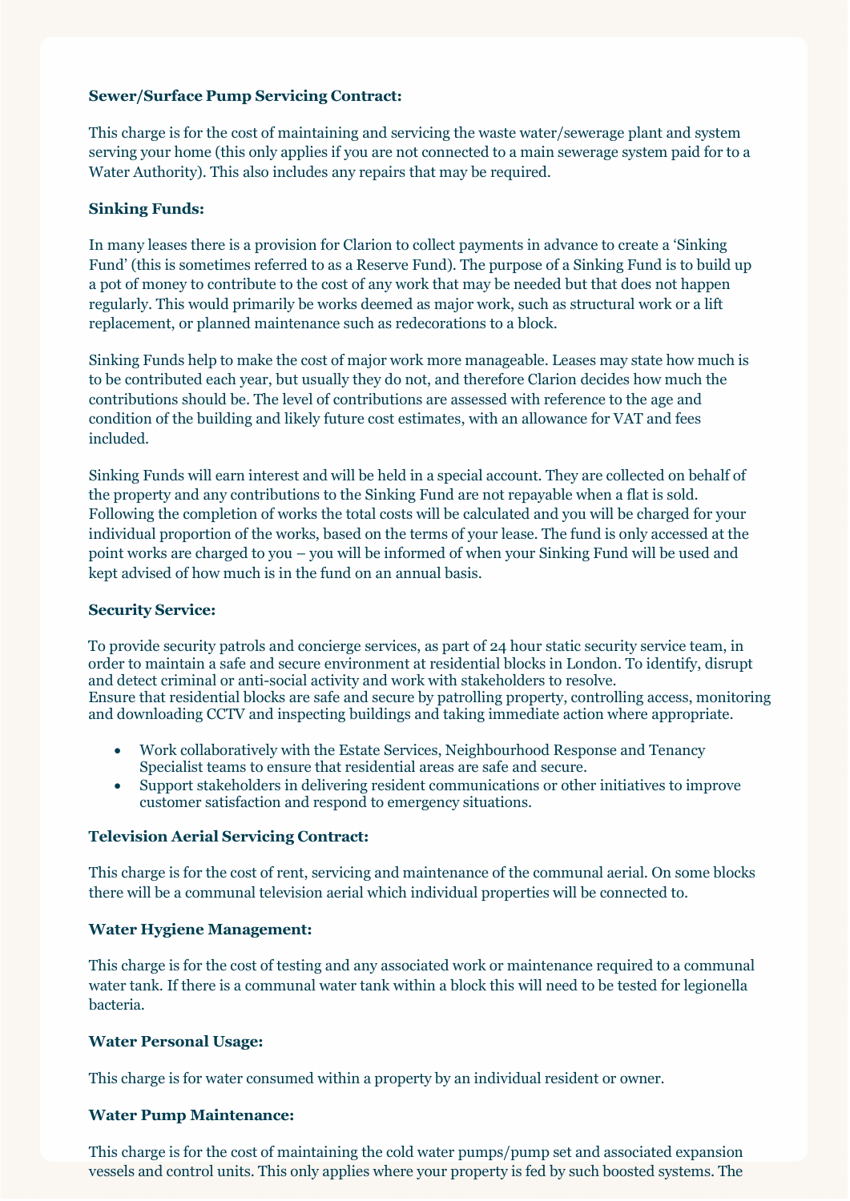**Sewer/Surface Pump Servicing Contract:**

This charge is for the cost of maintaining and servicing the waste water/sewerage plant and system serving your home (this only applies if you are not connected to a main sewerage system paid for to a Water Authority). This also includes any repairs that may be required.

**Sinking Funds:**

In many leases there is a provision for Clarion to collect payments in advance to create a 'Sinking Fund' (this is sometimes referred to as a Reserve Fund). The purpose of a Sinking Fund is to build up a pot of money to contribute to the cost of any work that may be needed but that does not happen regularly. This would primarily be works deemed as major work, such as structural work or a lift replacement, or planned maintenance such as redecorations to a block.

Sinking Funds help to make the cost of major work more manageable. Leases may state how much is to be contributed each year, but usually they do not, and therefore Clarion decides how much the contributions should be. The level of contributions are assessed with reference to the age and condition of the building and likely future cost estimates, with an allowance for VAT and fees included.

Sinking Funds will earn interest and will be held in a special account. They are collected on behalf of the property and any contributions to the Sinking Fund are not repayable when a flat is sold. Following the completion of works the total costs will be calculated and you will be charged for your individual proportion of the works, based on the terms of your lease. The fund is only accessed at the point works are charged to you – you will be informed of when your Sinking Fund will be used and kept advised of how much is in the fund on an annual basis.

**Security Service:**

To provide security patrols and concierge services, as part of 24 hour static security service team, in order to maintain a safe and secure environment at residential blocks in London. To identify, disrupt and detect criminal or anti-social activity and work with stakeholders to resolve.
Ensure that residential blocks are safe and secure by patrolling property, controlling access, monitoring and downloading CCTV and inspecting buildings and taking immediate action where appropriate.

- Work collaboratively with the Estate Services, Neighbourhood Response and Tenancy Specialist teams to ensure that residential areas are safe and secure.
- Support stakeholders in delivering resident communications or other initiatives to improve customer satisfaction and respond to emergency situations.

**Television Aerial Servicing Contract:**

This charge is for the cost of rent, servicing and maintenance of the communal aerial. On some blocks there will be a communal television aerial which individual properties will be connected to.

**Water Hygiene Management:**

This charge is for the cost of testing and any associated work or maintenance required to a communal water tank. If there is a communal water tank within a block this will need to be tested for legionella bacteria.

**Water Personal Usage:**

This charge is for water consumed within a property by an individual resident or owner.

**Water Pump Maintenance:**

This charge is for the cost of maintaining the cold water pumps/pump set and associated expansion vessels and control units. This only applies where your property is fed by such boosted systems. The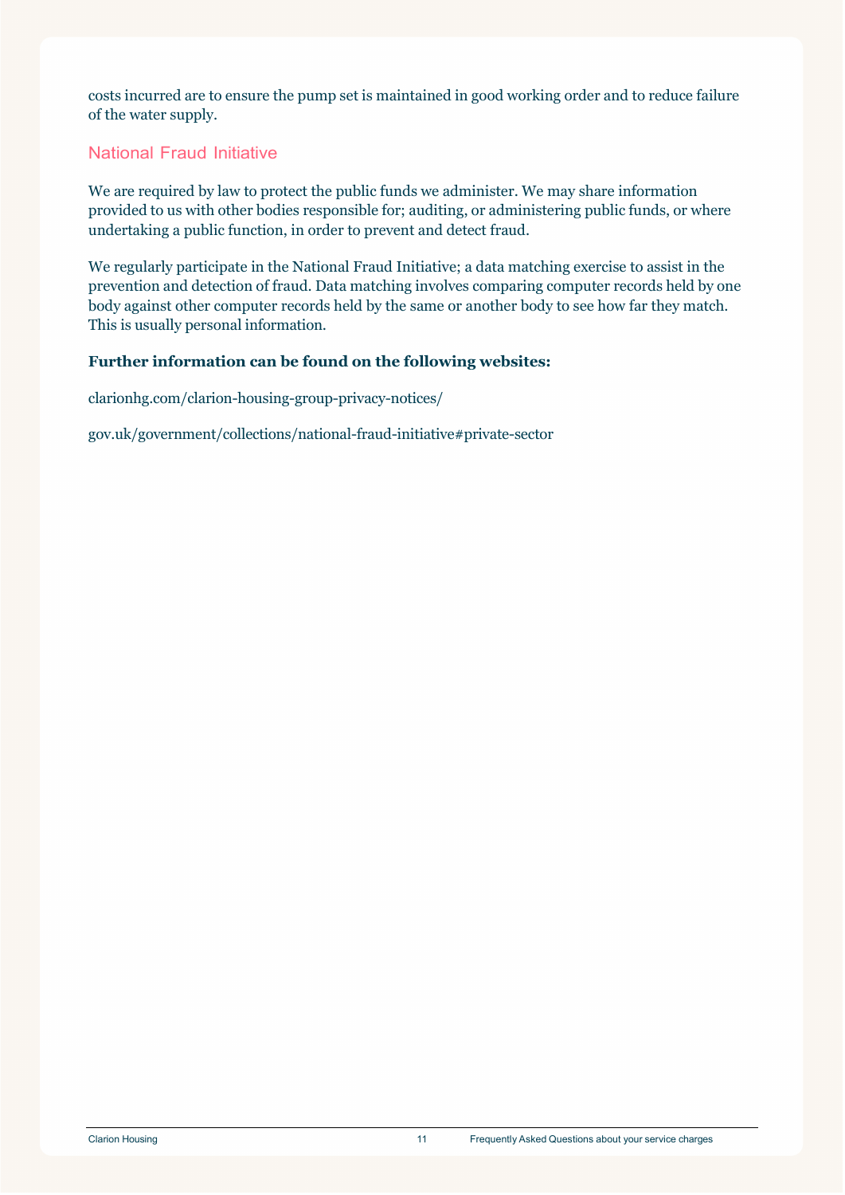costs incurred are to ensure the pump set is maintained in good working order and to reduce failure of the water supply.

## National Fraud Initiative

We are required by law to protect the public funds we administer. We may share information provided to us with other bodies responsible for; auditing, or administering public funds, or where undertaking a public function, in order to prevent and detect fraud.

We regularly participate in the National Fraud Initiative; a data matching exercise to assist in the prevention and detection of fraud. Data matching involves comparing computer records held by one body against other computer records held by the same or another body to see how far they match. This is usually personal information.

**Further information can be found on the following websites:**

clarionhg.com/clarion-housing-group-privacy-notices/

gov.uk/government/collections/national-fraud-initiative#private-sector